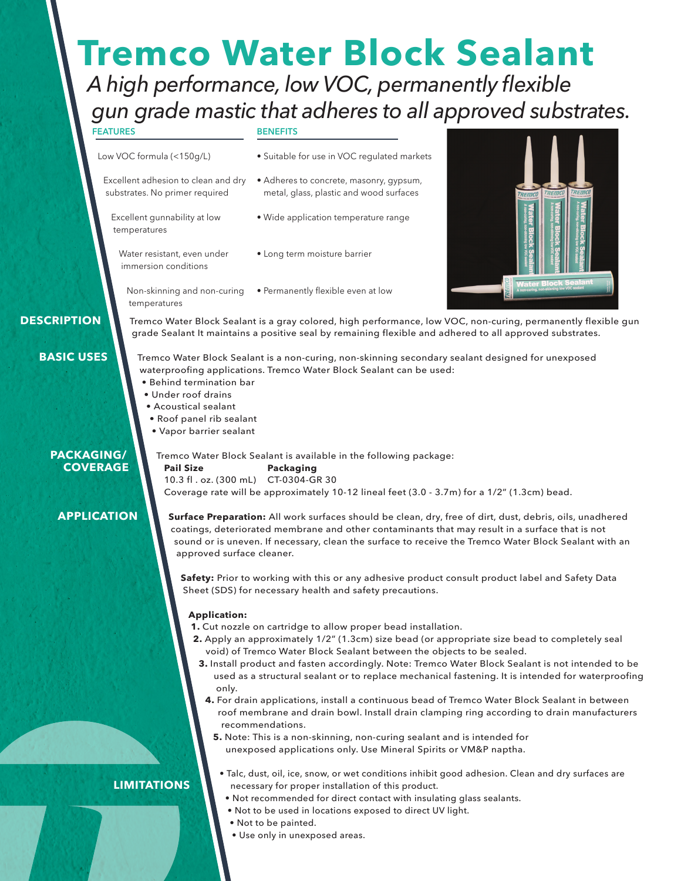# Tremco Water Block Sealant

*A high performance, low VOC, permanently flexible gun grade mastic that adheres to all approved substrates.*

| FEATURES | BENEFITS |
|---|---|
| Low VOC formula (<150g/L) | • Suitable for use in VOC regulated markets |
| Excellent adhesion to clean and dry substrates. No primer required | • Adheres to concrete, masonry, gypsum, metal, glass, plastic and wood surfaces |
| Excellent gunnability at low temperatures | • Wide application temperature range |
| Water resistant, even under immersion conditions | • Long term moisture barrier |
| Non-skinning and non-curing | • Permanently flexible even at low temperatures |

## DESCRIPTION

Tremco Water Block Sealant is a gray colored, high performance, low VOC, non-curing, permanently flexible gun grade Sealant It maintains a positive seal by remaining flexible and adhered to all approved substrates.

## BASIC USES

Tremco Water Block Sealant is a non-curing, non-skinning secondary sealant designed for unexposed waterproofing applications. Tremco Water Block Sealant can be used:

- Behind termination bar
- Under roof drains
- Acoustical sealant
- Roof panel rib sealant
- Vapor barrier sealant

## PACKAGING/ COVERAGE

Tremco Water Block Sealant is available in the following package:

| Pail Size | Packaging |
|---|---|
| 10.3 fl . oz. (300 mL) | CT-0304-GR 30 |

Coverage rate will be approximately 10-12 lineal feet (3.0 - 3.7m) for a 1/2" (1.3cm) bead.

## APPLICATION

**Surface Preparation:** All work surfaces should be clean, dry, free of dirt, dust, debris, oils, unadhered coatings, deteriorated membrane and other contaminants that may result in a surface that is not sound or is uneven. If necessary, clean the surface to receive the Tremco Water Block Sealant with an approved surface cleaner.

**Safety:** Prior to working with this or any adhesive product consult product label and Safety Data Sheet (SDS) for necessary health and safety precautions.

**Application:**

1. Cut nozzle on cartridge to allow proper bead installation.
2. Apply an approximately 1/2" (1.3cm) size bead (or appropriate size bead to completely seal void) of Tremco Water Block Sealant between the objects to be sealed.
3. Install product and fasten accordingly. Note: Tremco Water Block Sealant is not intended to be used as a structural sealant or to replace mechanical fastening. It is intended for waterproofing only.
4. For drain applications, install a continuous bead of Tremco Water Block Sealant in between roof membrane and drain bowl. Install drain clamping ring according to drain manufacturers recommendations.
5. Note: This is a non-skinning, non-curing sealant and is intended for unexposed applications only. Use Mineral Spirits or VM&P naptha.

## LIMITATIONS

- Talc, dust, oil, ice, snow, or wet conditions inhibit good adhesion. Clean and dry surfaces are necessary for proper installation of this product.
- Not recommended for direct contact with insulating glass sealants.
- Not to be used in locations exposed to direct UV light.
- Not to be painted.
- Use only in unexposed areas.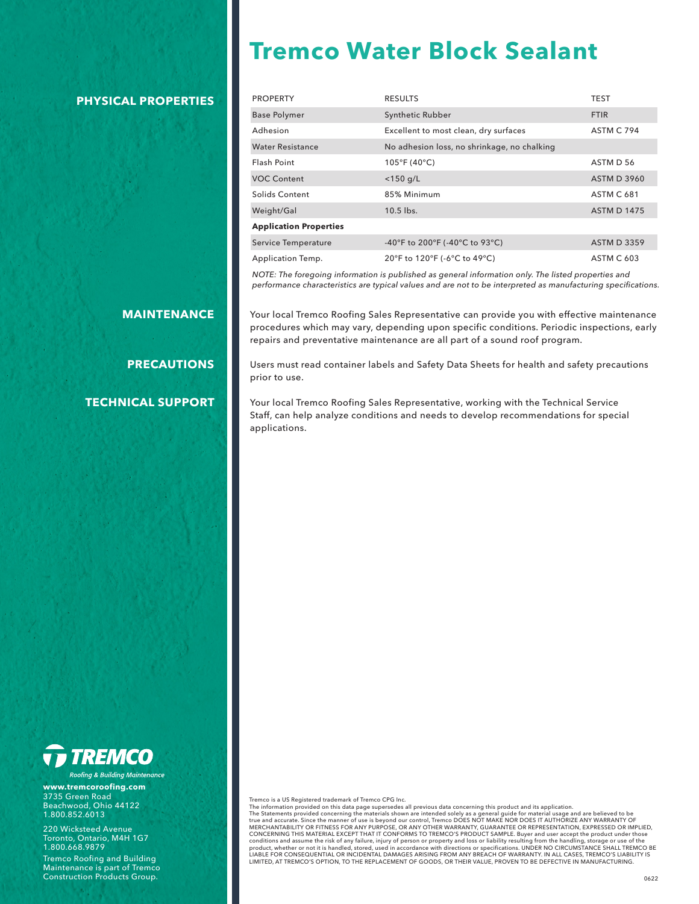# Tremco Water Block Sealant

## PHYSICAL PROPERTIES

| PROPERTY | RESULTS | TEST |
|---|---|---|
| Base Polymer | Synthetic Rubber | FTIR |
| Adhesion | Excellent to most clean, dry surfaces | ASTM C 794 |
| Water Resistance | No adhesion loss, no shrinkage, no chalking | |
| Flash Point | 105°F (40°C) | ASTM D 56 |
| VOC Content | <150 g/L | ASTM D 3960 |
| Solids Content | 85% Minimum | ASTM C 681 |
| Weight/Gal | 10.5 lbs. | ASTM D 1475 |
| **Application Properties** | | |
| Service Temperature | -40°F to 200°F (-40°C to 93°C) | ASTM D 3359 |
| Application Temp. | 20°F to 120°F (-6°C to 49°C) | ASTM C 603 |

*NOTE: The foregoing information is published as general information only. The listed properties and performance characteristics are typical values and are not to be interpreted as manufacturing specifications.*

## MAINTENANCE

Your local Tremco Roofing Sales Representative can provide you with effective maintenance procedures which may vary, depending upon specific conditions. Periodic inspections, early repairs and preventative maintenance are all part of a sound roof program.

## PRECAUTIONS

Users must read container labels and Safety Data Sheets for health and safety precautions prior to use.

## TECHNICAL SUPPORT

Your local Tremco Roofing Sales Representative, working with the Technical Service Staff, can help analyze conditions and needs to develop recommendations for special applications.

TREMCO
*Roofing & Building Maintenance*

**www.tremcoroofing.com**
3735 Green Road
Beachwood, Ohio 44122
1.800.852.6013

220 Wicksteed Avenue
Toronto, Ontario, M4H 1G7
1.800.668.9879

Tremco Roofing and Building Maintenance is part of Tremco Construction Products Group.

Tremco is a US Registered trademark of Tremco CPG Inc.
The information provided on this data page supersedes all previous data concerning this product and its application.
The Statements provided concerning the materials shown are intended solely as a general guide for material usage and are believed to be true and accurate. Since the manner of use is beyond our control, Tremco DOES NOT MAKE NOR DOES IT AUTHORIZE ANY WARRANTY OF MERCHANTABILITY OR FITNESS FOR ANY PURPOSE, OR ANY OTHER WARRANTY, GUARANTEE OR REPRESENTATION, EXPRESSED OR IMPLIED, CONCERNING THIS MATERIAL EXCEPT THAT IT CONFORMS TO TREMCO'S PRODUCT SAMPLE. Buyer and user accept the product under those conditions and assume the risk of any failure, injury of person or property and loss or liability resulting from the handling, storage or use of the product, whether or not it is handled, stored, used in accordance with directions or specifications. UNDER NO CIRCUMSTANCE SHALL TREMCO BE LIABLE FOR CONSEQUENTIAL OR INCIDENTAL DAMAGES ARISING FROM ANY BREACH OF WARRANTY. IN ALL CASES, TREMCO'S LIABILITY IS LIMITED, AT TREMCO'S OPTION, TO THE REPLACEMENT OF GOODS, OR THEIR VALUE, PROVEN TO BE DEFECTIVE IN MANUFACTURING.

0622